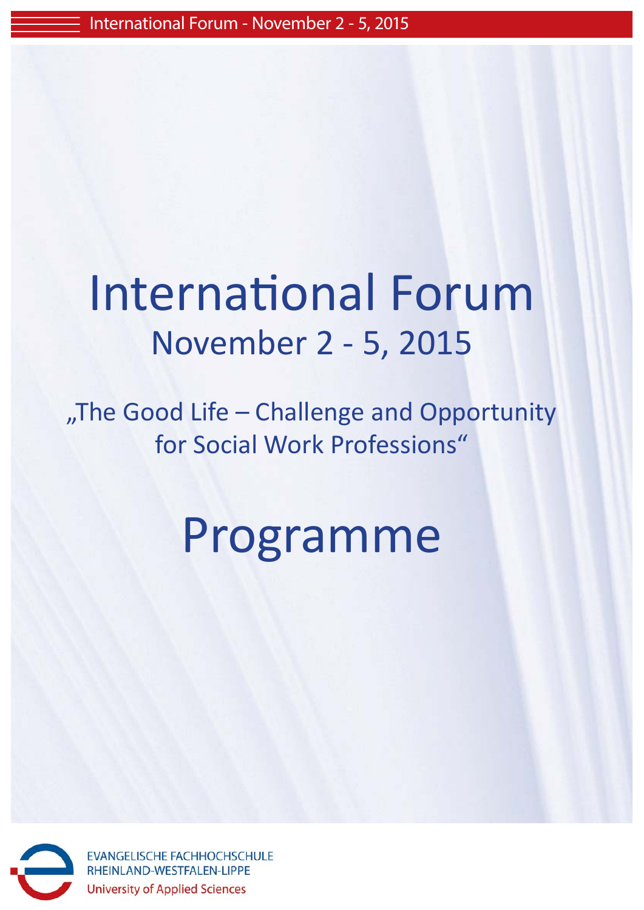# International Forum

## November 2 - 5, 2015

„The Good Life – Challenge and Opportunity for Social Work Professions“

# Programme

EVANGELISCHE FACHHOCHSCHULE
RHEINLAND-WESTFALEN-LIPPE
University of Applied Sciences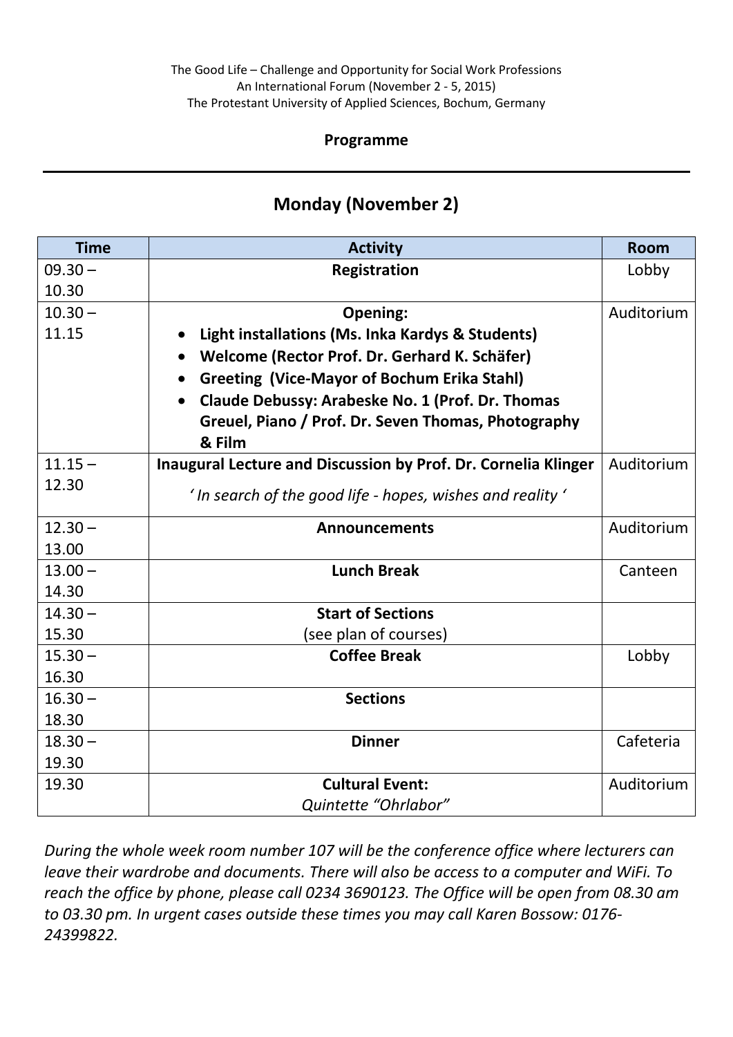The Good Life – Challenge and Opportunity for Social Work Professions
An International Forum (November 2 - 5, 2015)
The Protestant University of Applied Sciences, Bochum, Germany

**Programme**

---

## Monday (November 2)

| Time | Activity | Room |
|---|---|---|
| 09.30 – 10.30 | **Registration** | Lobby |
| 10.30 – 11.15 | **Opening:**<br>• **Light installations (Ms. Inka Kardys & Students)**<br>• **Welcome (Rector Prof. Dr. Gerhard K. Schäfer)**<br>• **Greeting (Vice-Mayor of Bochum Erika Stahl)**<br>• **Claude Debussy: Arabeske No. 1 (Prof. Dr. Thomas Greuel, Piano / Prof. Dr. Seven Thomas, Photography & Film** | Auditorium |
| 11.15 – 12.30 | **Inaugural Lecture and Discussion by Prof. Dr. Cornelia Klinger**<br>*' In search of the good life - hopes, wishes and reality '* | Auditorium |
| 12.30 – 13.00 | **Announcements** | Auditorium |
| 13.00 – 14.30 | **Lunch Break** | Canteen |
| 14.30 – 15.30 | **Start of Sections**<br>(see plan of courses) | |
| 15.30 – 16.30 | **Coffee Break** | Lobby |
| 16.30 – 18.30 | **Sections** | |
| 18.30 – 19.30 | **Dinner** | Cafeteria |
| 19.30 | **Cultural Event:**<br>*Quintette "Ohrlabor"* | Auditorium |

*During the whole week room number 107 will be the conference office where lecturers can leave their wardrobe and documents. There will also be access to a computer and WiFi. To reach the office by phone, please call 0234 3690123. The Office will be open from 08.30 am to 03.30 pm. In urgent cases outside these times you may call Karen Bossow: 0176-24399822.*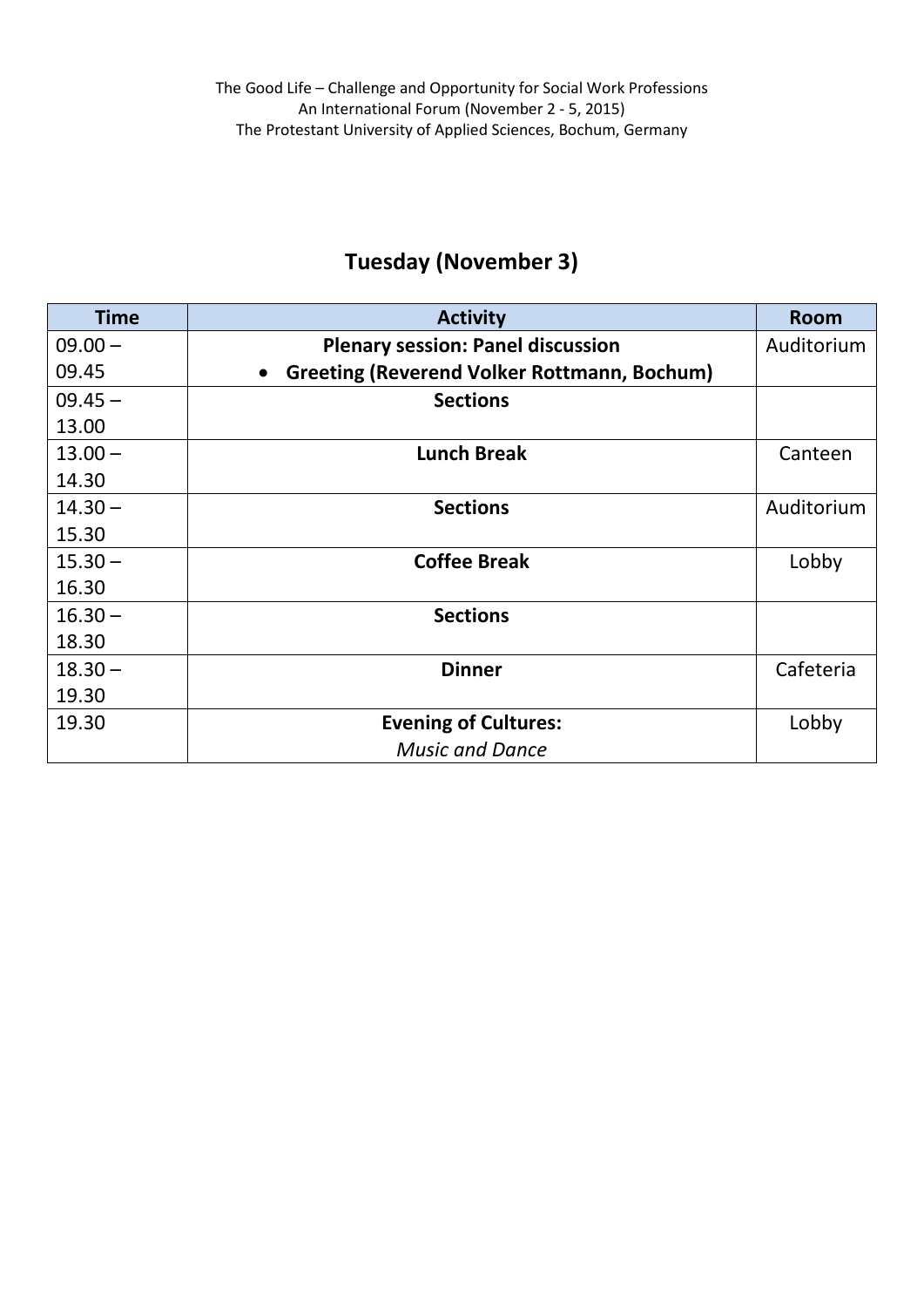## Tuesday (November 3)

| Time | Activity | Room |
|---|---|---|
| 09.00 – 09.45 | **Plenary session: Panel discussion**<br>• **Greeting (Reverend Volker Rottmann, Bochum)** | Auditorium |
| 09.45 – 13.00 | **Sections** | |
| 13.00 – 14.30 | **Lunch Break** | Canteen |
| 14.30 – 15.30 | **Sections** | Auditorium |
| 15.30 – 16.30 | **Coffee Break** | Lobby |
| 16.30 – 18.30 | **Sections** | |
| 18.30 – 19.30 | **Dinner** | Cafeteria |
| 19.30 | **Evening of Cultures:**<br>*Music and Dance* | Lobby |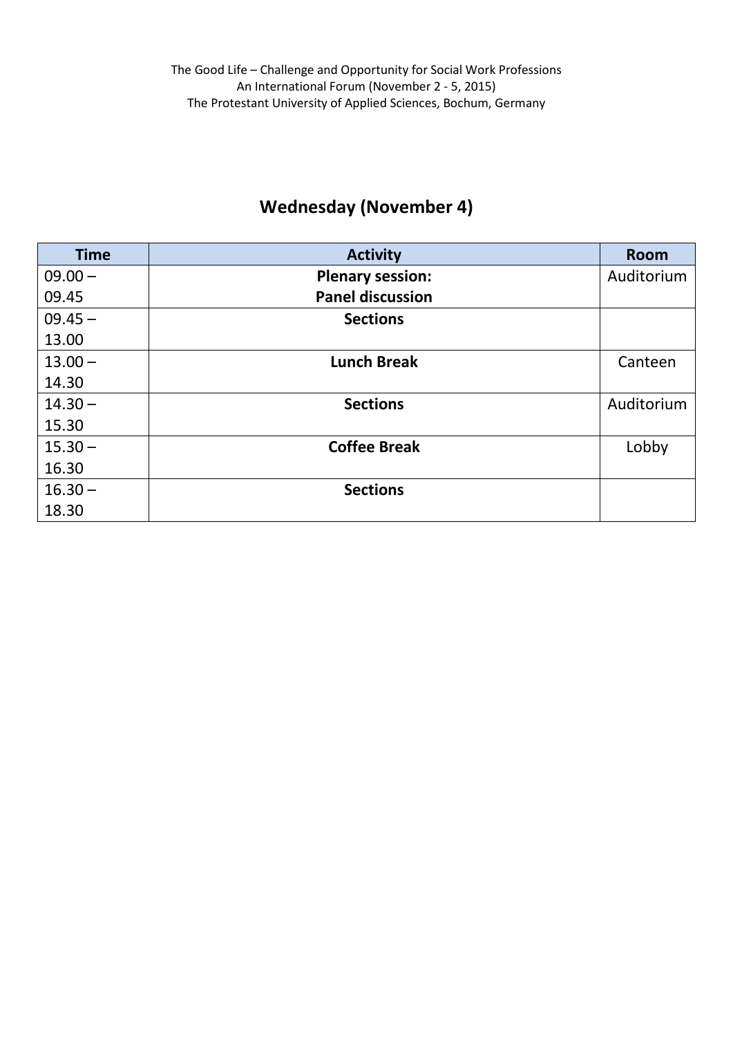## Wednesday (November 4)

| Time | Activity | Room |
|---|---|---|
| 09.00 – 09.45 | **Plenary session: Panel discussion** | Auditorium |
| 09.45 – 13.00 | **Sections** | |
| 13.00 – 14.30 | **Lunch Break** | Canteen |
| 14.30 – 15.30 | **Sections** | Auditorium |
| 15.30 – 16.30 | **Coffee Break** | Lobby |
| 16.30 – 18.30 | **Sections** | |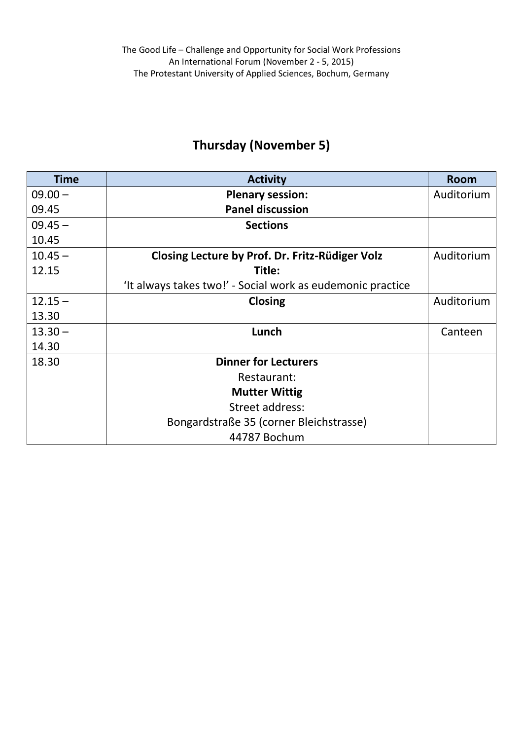## Thursday (November 5)

| Time | Activity | Room |
|---|---|---|
| 09.00 – 09.45 | **Plenary session:**<br>**Panel discussion** | Auditorium |
| 09.45 – 10.45 | **Sections** | |
| 10.45 – 12.15 | **Closing Lecture by Prof. Dr. Fritz-Rüdiger Volz**<br>**Title:**<br>'It always takes two!' - Social work as eudemonic practice | Auditorium |
| 12.15 – 13.30 | **Closing** | Auditorium |
| 13.30 – 14.30 | **Lunch** | Canteen |
| 18.30 | **Dinner for Lecturers**<br>Restaurant:<br>**Mutter Wittig**<br>Street address:<br>Bongardstraße 35 (corner Bleichstrasse)<br>44787 Bochum | |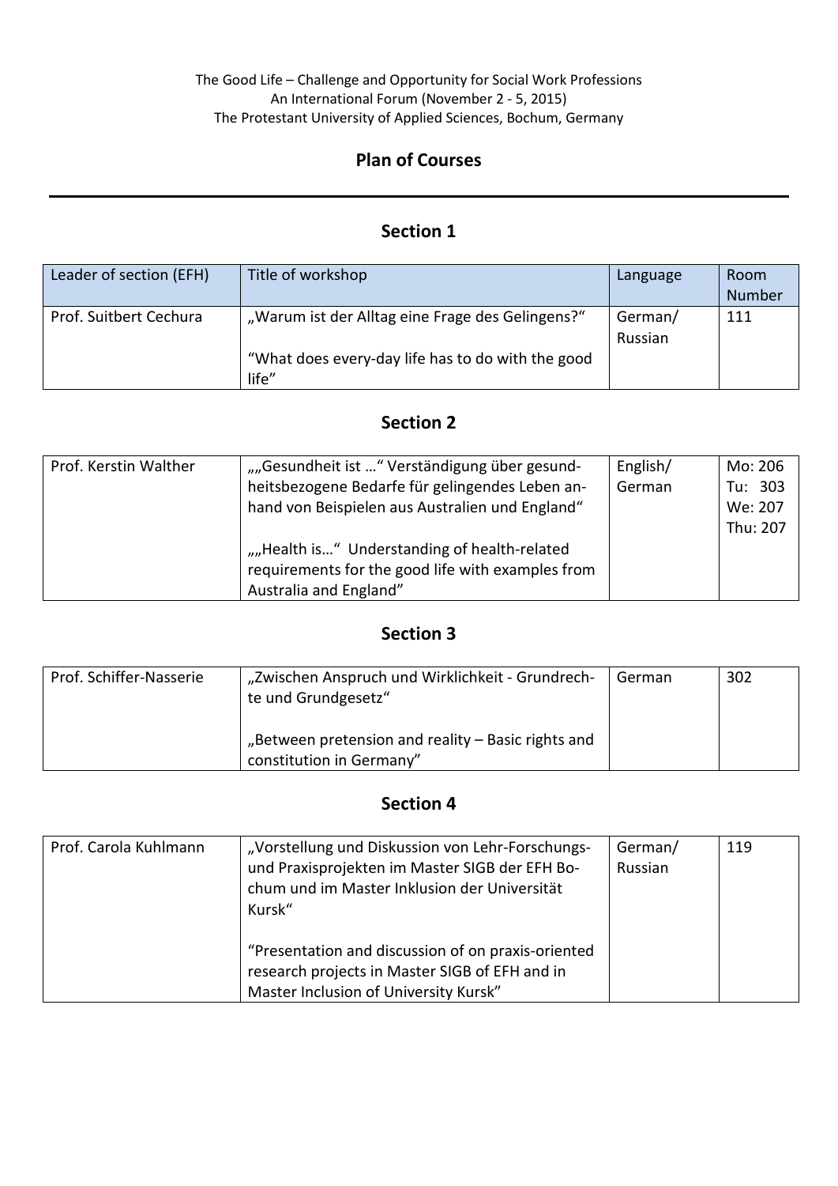The Good Life – Challenge and Opportunity for Social Work Professions
An International Forum (November 2 - 5, 2015)
The Protestant University of Applied Sciences, Bochum, Germany

## Plan of Courses

---

### Section 1

| Leader of section (EFH) | Title of workshop | Language | Room Number |
|---|---|---|---|
| Prof. Suitbert Cechura | „Warum ist der Alltag eine Frage des Gelingens?“<br><br>“What does every-day life has to do with the good life” | German/ Russian | 111 |

### Section 2

| | | | |
|---|---|---|---|
| Prof. Kerstin Walther | „„Gesundheit ist …“ Verständigung über gesund-heitsbezogene Bedarfe für gelingendes Leben an-hand von Beispielen aus Australien und England“<br><br>„„Health is…“ Understanding of health-related requirements for the good life with examples from Australia and England” | English/ German | Mo: 206<br>Tu: 303<br>We: 207<br>Thu: 207 |

### Section 3

| | | | |
|---|---|---|---|
| Prof. Schiffer-Nasserie | „Zwischen Anspruch und Wirklichkeit - Grundrech-te und Grundgesetz“<br><br>„Between pretension and reality – Basic rights and constitution in Germany” | German | 302 |

### Section 4

| | | | |
|---|---|---|---|
| Prof. Carola Kuhlmann | „Vorstellung und Diskussion von Lehr-Forschungs- und Praxisprojekten im Master SIGB der EFH Bo-chum und im Master Inklusion der Universität Kursk“<br><br>“Presentation and discussion of on praxis-oriented research projects in Master SIGB of EFH and in Master Inclusion of University Kursk” | German/ Russian | 119 |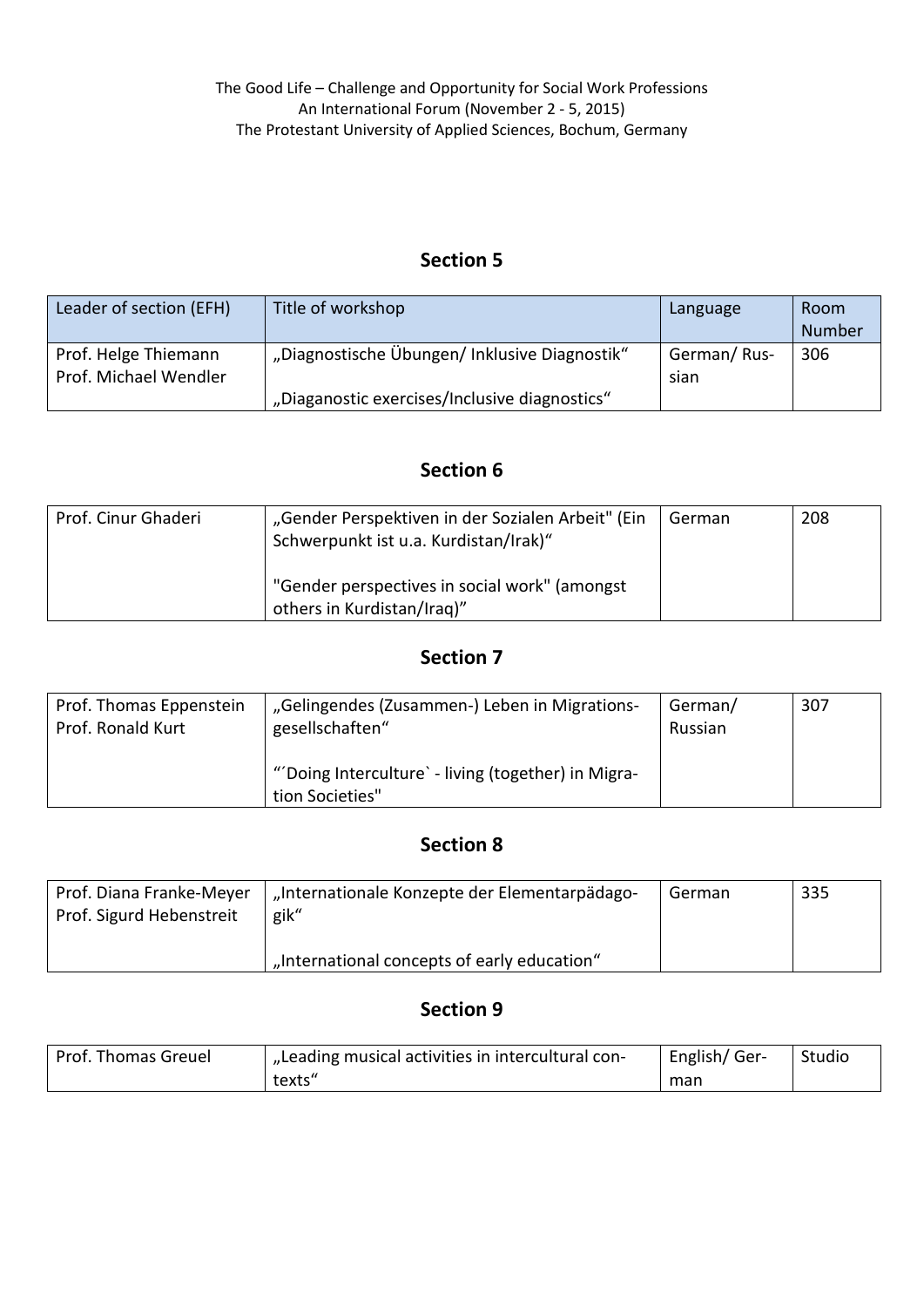The Good Life – Challenge and Opportunity for Social Work Professions
An International Forum (November 2 - 5, 2015)
The Protestant University of Applied Sciences, Bochum, Germany

## Section 5

| Leader of section (EFH) | Title of workshop | Language | Room Number |
|---|---|---|---|
| Prof. Helge Thiemann<br>Prof. Michael Wendler | „Diagnostische Übungen/ Inklusive Diagnostik“<br><br>„Diaganostic exercises/Inclusive diagnostics“ | German/ Russian | 306 |

## Section 6

| | | | |
|---|---|---|---|
| Prof. Cinur Ghaderi | „Gender Perspektiven in der Sozialen Arbeit" (Ein Schwerpunkt ist u.a. Kurdistan/Irak)“<br><br>"Gender perspectives in social work" (amongst others in Kurdistan/Iraq)” | German | 208 |

## Section 7

| | | | |
|---|---|---|---|
| Prof. Thomas Eppenstein<br>Prof. Ronald Kurt | „Gelingendes (Zusammen-) Leben in Migrationsgesellschaften“<br><br>“´Doing Interculture` - living (together) in Migration Societies" | German/ Russian | 307 |

## Section 8

| | | | |
|---|---|---|---|
| Prof. Diana Franke-Meyer<br>Prof. Sigurd Hebenstreit | „Internationale Konzepte der Elementarpädagogik“<br><br>„International concepts of early education“ | German | 335 |

## Section 9

| | | | |
|---|---|---|---|
| Prof. Thomas Greuel | „Leading musical activities in intercultural contexts“ | English/ German | Studio |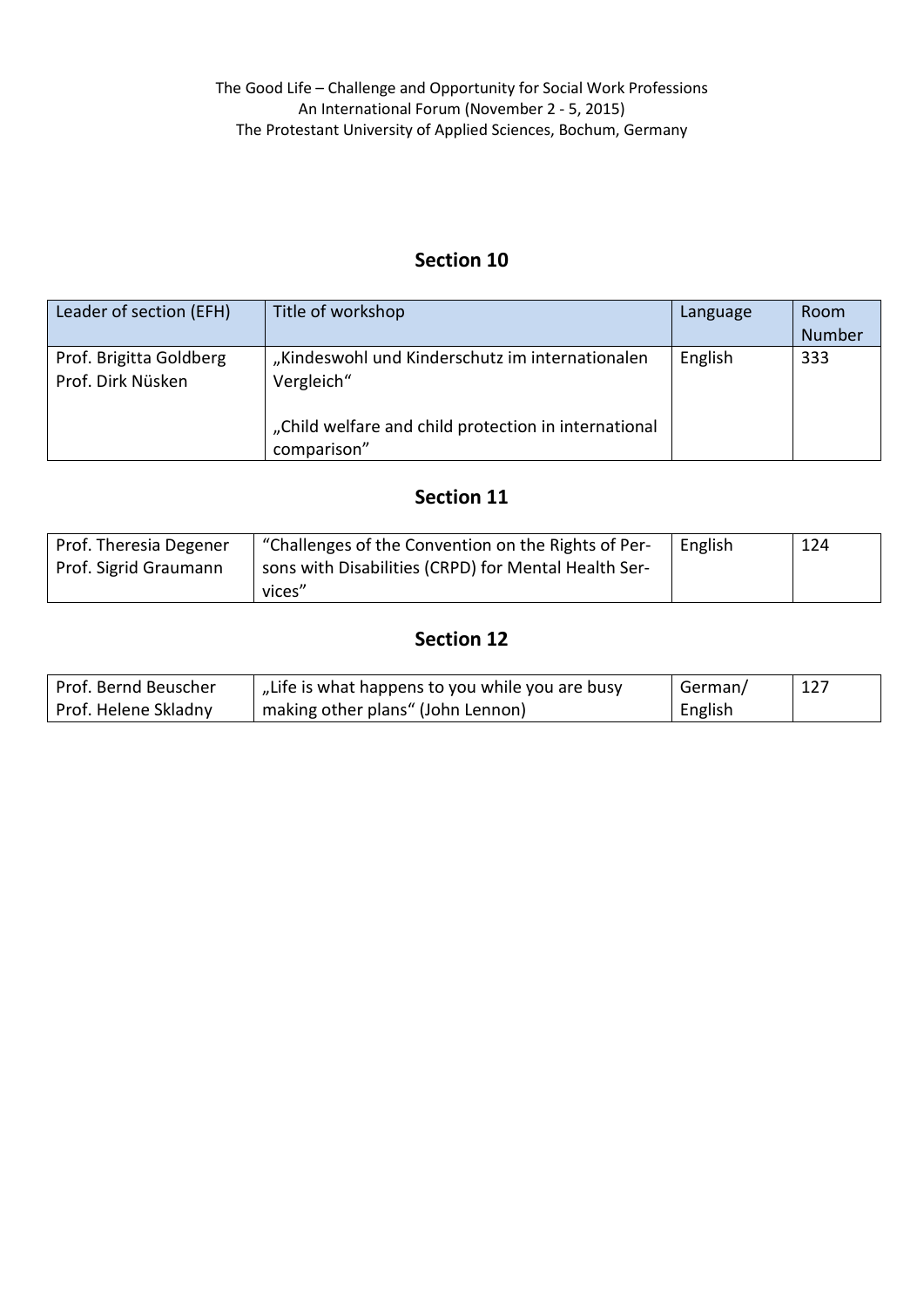## Section 10

| Leader of section (EFH) | Title of workshop | Language | Room Number |
|---|---|---|---|
| Prof. Brigitta Goldberg<br>Prof. Dirk Nüsken | „Kindeswohl und Kinderschutz im internationalen Vergleich“<br><br>„Child welfare and child protection in international comparison” | English | 333 |

## Section 11

| Leader of section (EFH) | Title of workshop | Language | Room Number |
|---|---|---|---|
| Prof. Theresia Degener<br>Prof. Sigrid Graumann | “Challenges of the Convention on the Rights of Persons with Disabilities (CRPD) for Mental Health Services” | English | 124 |

## Section 12

| Leader of section (EFH) | Title of workshop | Language | Room Number |
|---|---|---|---|
| Prof. Bernd Beuscher<br>Prof. Helene Skladny | „Life is what happens to you while you are busy making other plans“ (John Lennon) | German/<br>English | 127 |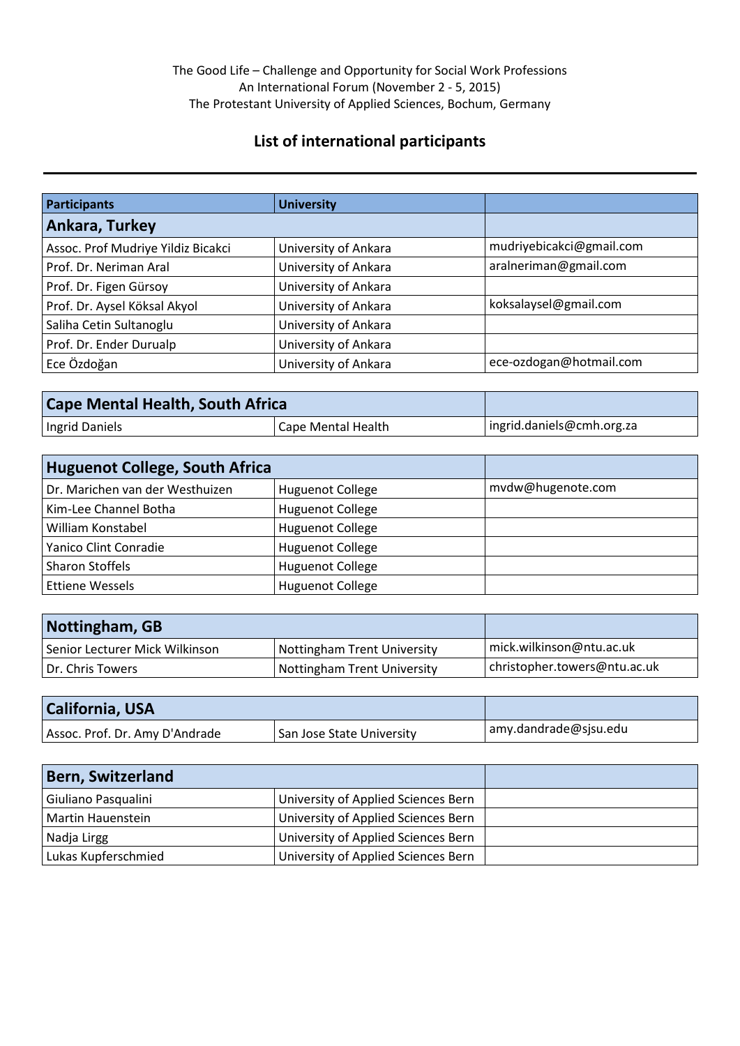The Good Life – Challenge and Opportunity for Social Work Professions
An International Forum (November 2 - 5, 2015)
The Protestant University of Applied Sciences, Bochum, Germany

## List of international participants

| Participants | University | |
|---|---|---|
| **Ankara, Turkey** | | |
| Assoc. Prof Mudriye Yildiz Bicakci | University of Ankara | mudriyebicakci@gmail.com |
| Prof. Dr. Neriman Aral | University of Ankara | aralneriman@gmail.com |
| Prof. Dr. Figen Gürsoy | University of Ankara | |
| Prof. Dr. Aysel Köksal Akyol | University of Ankara | koksalaysel@gmail.com |
| Saliha Cetin Sultanoglu | University of Ankara | |
| Prof. Dr. Ender Durualp | University of Ankara | |
| Ece Özdoğan | University of Ankara | ece-ozdogan@hotmail.com |
| **Cape Mental Health, South Africa** | | |
| Ingrid Daniels | Cape Mental Health | ingrid.daniels@cmh.org.za |
| **Huguenot College, South Africa** | | |
| Dr. Marichen van der Westhuizen | Huguenot College | mvdw@hugenote.com |
| Kim-Lee Channel Botha | Huguenot College | |
| William Konstabel | Huguenot College | |
| Yanico Clint Conradie | Huguenot College | |
| Sharon Stoffels | Huguenot College | |
| Ettiene Wessels | Huguenot College | |
| **Nottingham, GB** | | |
| Senior Lecturer Mick Wilkinson | Nottingham Trent University | mick.wilkinson@ntu.ac.uk |
| Dr. Chris Towers | Nottingham Trent University | christopher.towers@ntu.ac.uk |
| **California, USA** | | |
| Assoc. Prof. Dr. Amy D'Andrade | San Jose State University | amy.dandrade@sjsu.edu |
| **Bern, Switzerland** | | |
| Giuliano Pasqualini | University of Applied Sciences Bern | |
| Martin Hauenstein | University of Applied Sciences Bern | |
| Nadja Lirgg | University of Applied Sciences Bern | |
| Lukas Kupferschmied | University of Applied Sciences Bern | |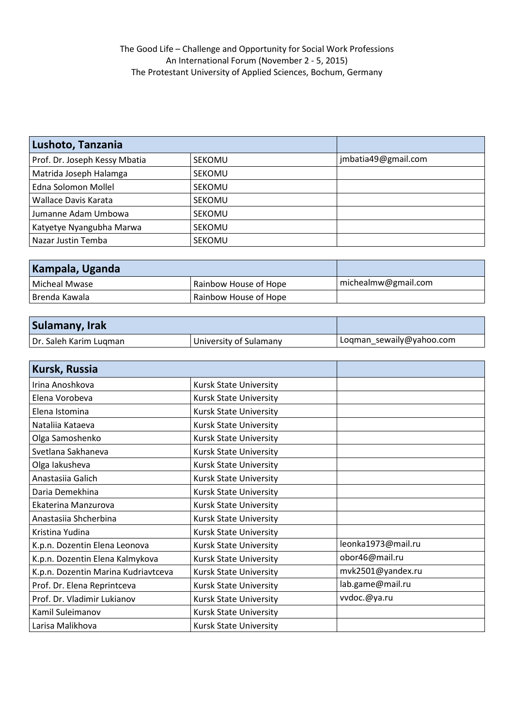The Good Life – Challenge and Opportunity for Social Work Professions
An International Forum (November 2 - 5, 2015)
The Protestant University of Applied Sciences, Bochum, Germany

| **Lushoto, Tanzania** | | |
|---|---|---|
| Prof. Dr. Joseph Kessy Mbatia | SEKOMU | jmbatia49@gmail.com |
| Matrida Joseph Halamga | SEKOMU | |
| Edna Solomon Mollel | SEKOMU | |
| Wallace Davis Karata | SEKOMU | |
| Jumanne Adam Umbowa | SEKOMU | |
| Katyetye Nyangubha Marwa | SEKOMU | |
| Nazar Justin Temba | SEKOMU | |

| **Kampala, Uganda** | | |
|---|---|---|
| Micheal Mwase | Rainbow House of Hope | michealmw@gmail.com |
| Brenda Kawala | Rainbow House of Hope | |

| **Sulamany, Irak** | | |
|---|---|---|
| Dr. Saleh Karim Luqman | University of Sulamany | Loqman_sewaily@yahoo.com |

| **Kursk, Russia** | | |
|---|---|---|
| Irina Anoshkova | Kursk State University | |
| Elena Vorobeva | Kursk State University | |
| Elena Istomina | Kursk State University | |
| Nataliia Kataeva | Kursk State University | |
| Olga Samoshenko | Kursk State University | |
| Svetlana Sakhaneva | Kursk State University | |
| Olga Iakusheva | Kursk State University | |
| Anastasiia Galich | Kursk State University | |
| Daria Demekhina | Kursk State University | |
| Ekaterina Manzurova | Kursk State University | |
| Anastasiia Shcherbina | Kursk State University | |
| Kristina Yudina | Kursk State University | |
| K.p.n. Dozentin Elena Leonova | Kursk State University | leonka1973@mail.ru |
| K.p.n. Dozentin Elena Kalmykova | Kursk State University | obor46@mail.ru |
| K.p.n. Dozentin Marina Kudriavtceva | Kursk State University | mvk2501@yandex.ru |
| Prof. Dr. Elena Reprintceva | Kursk State University | lab.game@mail.ru |
| Prof. Dr. Vladimir Lukianov | Kursk State University | vvdoc.@ya.ru |
| Kamil Suleimanov | Kursk State University | |
| Larisa Malikhova | Kursk State University | |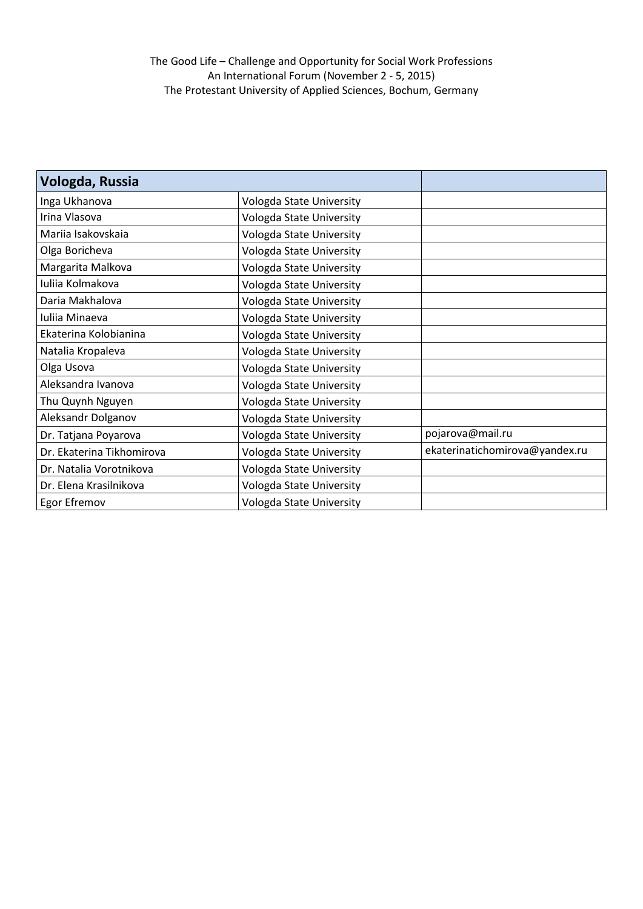The Good Life – Challenge and Opportunity for Social Work Professions
An International Forum (November 2 - 5, 2015)
The Protestant University of Applied Sciences, Bochum, Germany

| **Vologda, Russia** | | |
|---|---|---|
| Inga Ukhanova | Vologda State University | |
| Irina Vlasova | Vologda State University | |
| Mariia Isakovskaia | Vologda State University | |
| Olga Boricheva | Vologda State University | |
| Margarita Malkova | Vologda State University | |
| Iuliia Kolmakova | Vologda State University | |
| Daria Makhalova | Vologda State University | |
| Iuliia Minaeva | Vologda State University | |
| Ekaterina Kolobianina | Vologda State University | |
| Natalia Kropaleva | Vologda State University | |
| Olga Usova | Vologda State University | |
| Aleksandra Ivanova | Vologda State University | |
| Thu Quynh Nguyen | Vologda State University | |
| Aleksandr Dolganov | Vologda State University | |
| Dr. Tatjana Poyarova | Vologda State University | pojarova@mail.ru |
| Dr. Ekaterina Tikhomirova | Vologda State University | ekaterinatichomirova@yandex.ru |
| Dr. Natalia Vorotnikova | Vologda State University | |
| Dr. Elena Krasilnikova | Vologda State University | |
| Egor Efremov | Vologda State University | |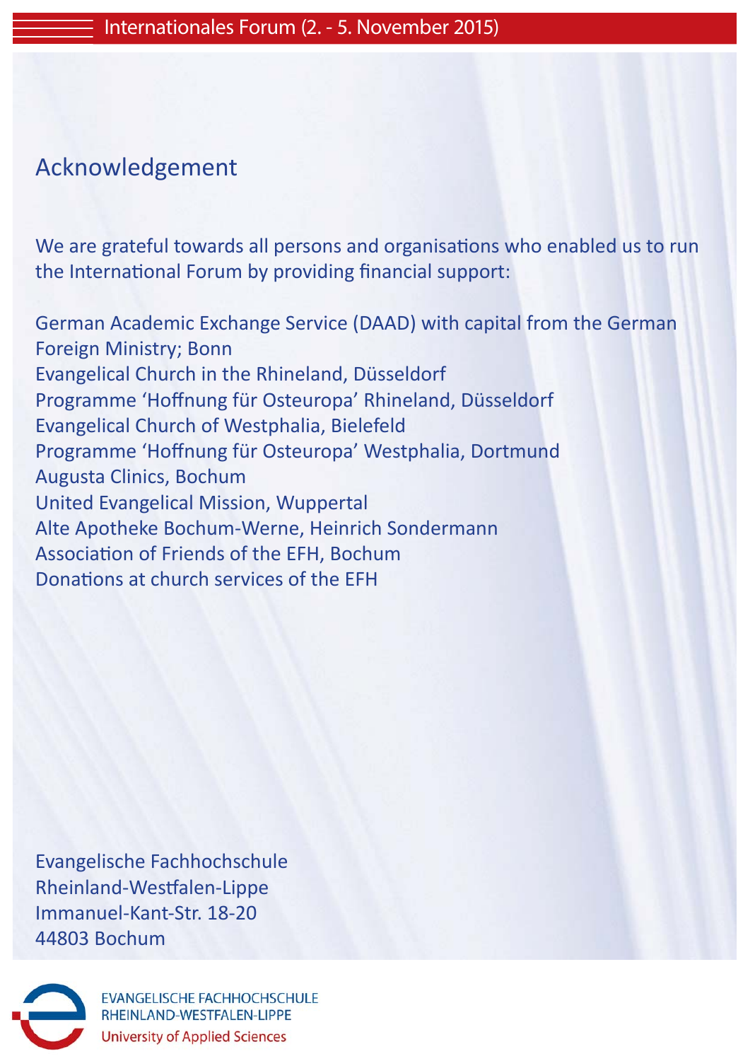## Acknowledgement

We are grateful towards all persons and organisations who enabled us to run the International Forum by providing financial support:

German Academic Exchange Service (DAAD) with capital from the German Foreign Ministry; Bonn
Evangelical Church in the Rhineland, Düsseldorf
Programme 'Hoffnung für Osteuropa' Rhineland, Düsseldorf
Evangelical Church of Westphalia, Bielefeld
Programme 'Hoffnung für Osteuropa' Westphalia, Dortmund
Augusta Clinics, Bochum
United Evangelical Mission, Wuppertal
Alte Apotheke Bochum-Werne, Heinrich Sondermann
Association of Friends of the EFH, Bochum
Donations at church services of the EFH

Evangelische Fachhochschule
Rheinland-Westfalen-Lippe
Immanuel-Kant-Str. 18-20
44803 Bochum

EVANGELISCHE FACHHOCHSCHULE
RHEINLAND-WESTFALEN-LIPPE
University of Applied Sciences